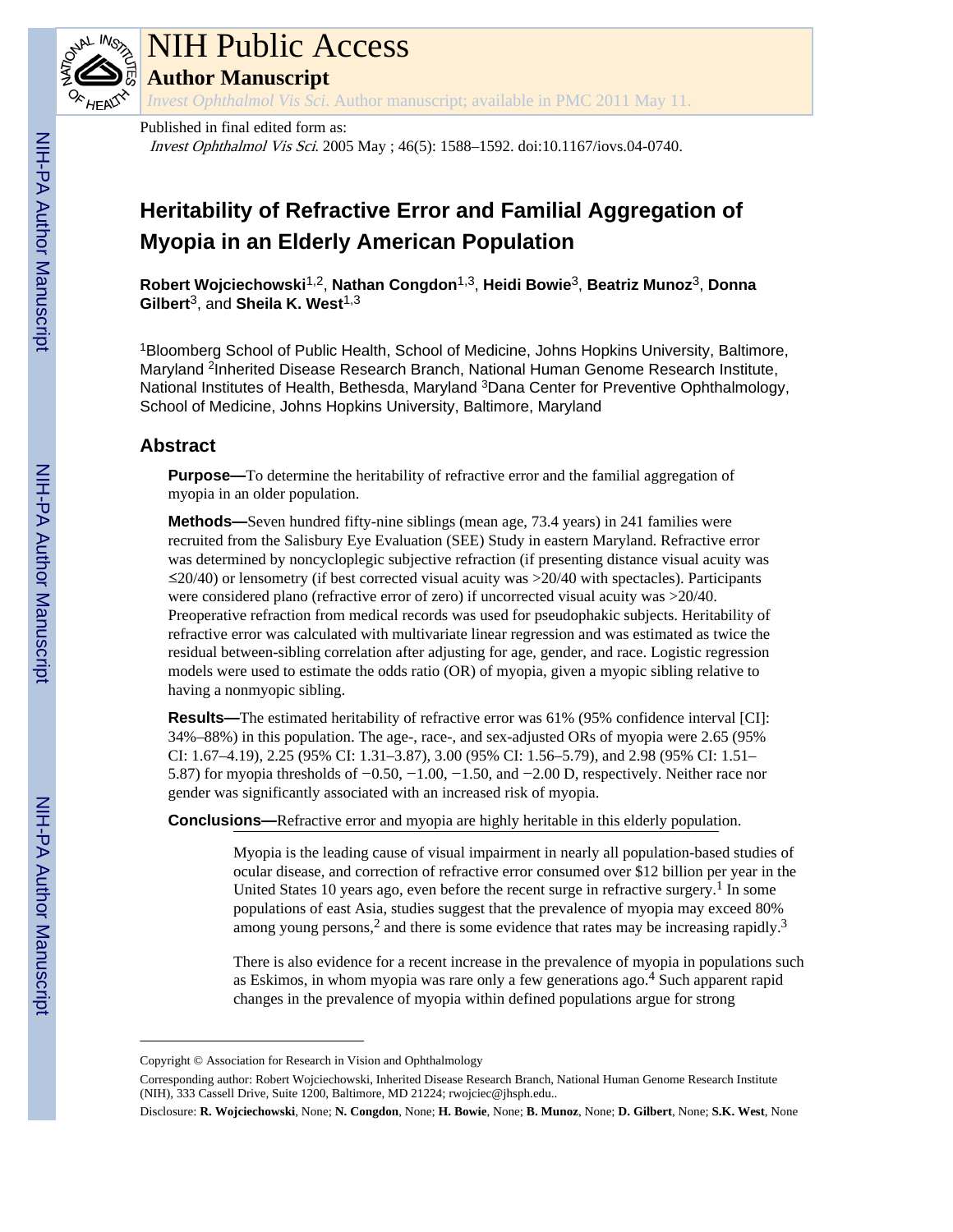Published in final edited form as:

*Invest Ophthalmol Vis Sci*. 2005 May ; 46(5): 1588–1592. doi:10.1167/iovs.04-0740.

# Heritability of Refractive Error and Familial Aggregation of Myopia in an Elderly American Population

**Robert Wojciechowski**[1,2], **Nathan Congdon**[1,3], **Heidi Bowie**[3], **Beatriz Munoz**[3], **Donna Gilbert**[3], and **Sheila K. West**[1,3]

[1]Bloomberg School of Public Health, School of Medicine, Johns Hopkins University, Baltimore, Maryland [2]Inherited Disease Research Branch, National Human Genome Research Institute, National Institutes of Health, Bethesda, Maryland [3]Dana Center for Preventive Ophthalmology, School of Medicine, Johns Hopkins University, Baltimore, Maryland

## Abstract

**Purpose—**To determine the heritability of refractive error and the familial aggregation of myopia in an older population.

**Methods—**Seven hundred fifty-nine siblings (mean age, 73.4 years) in 241 families were recruited from the Salisbury Eye Evaluation (SEE) Study in eastern Maryland. Refractive error was determined by noncycloplegic subjective refraction (if presenting distance visual acuity was ≤20/40) or lensometry (if best corrected visual acuity was >20/40 with spectacles). Participants were considered plano (refractive error of zero) if uncorrected visual acuity was >20/40. Preoperative refraction from medical records was used for pseudophakic subjects. Heritability of refractive error was calculated with multivariate linear regression and was estimated as twice the residual between-sibling correlation after adjusting for age, gender, and race. Logistic regression models were used to estimate the odds ratio (OR) of myopia, given a myopic sibling relative to having a nonmyopic sibling.

**Results—**The estimated heritability of refractive error was 61% (95% confidence interval [CI]: 34%–88%) in this population. The age-, race-, and sex-adjusted ORs of myopia were 2.65 (95% CI: 1.67–4.19), 2.25 (95% CI: 1.31–3.87), 3.00 (95% CI: 1.56–5.79), and 2.98 (95% CI: 1.51–5.87) for myopia thresholds of −0.50, −1.00, −1.50, and −2.00 D, respectively. Neither race nor gender was significantly associated with an increased risk of myopia.

**Conclusions—**Refractive error and myopia are highly heritable in this elderly population.

Myopia is the leading cause of visual impairment in nearly all population-based studies of ocular disease, and correction of refractive error consumed over $12 billion per year in the United States 10 years ago, even before the recent surge in refractive surgery.[1] In some populations of east Asia, studies suggest that the prevalence of myopia may exceed 80% among young persons,[2] and there is some evidence that rates may be increasing rapidly.[3]

There is also evidence for a recent increase in the prevalence of myopia in populations such as Eskimos, in whom myopia was rare only a few generations ago.[4] Such apparent rapid changes in the prevalence of myopia within defined populations argue for strong

---

Copyright © Association for Research in Vision and Ophthalmology

Corresponding author: Robert Wojciechowski, Inherited Disease Research Branch, National Human Genome Research Institute (NIH), 333 Cassell Drive, Suite 1200, Baltimore, MD 21224; rwojciec@jhsph.edu..

Disclosure: **R. Wojciechowski**, None; **N. Congdon**, None; **H. Bowie**, None; **B. Munoz**, None; **D. Gilbert**, None; **S.K. West**, None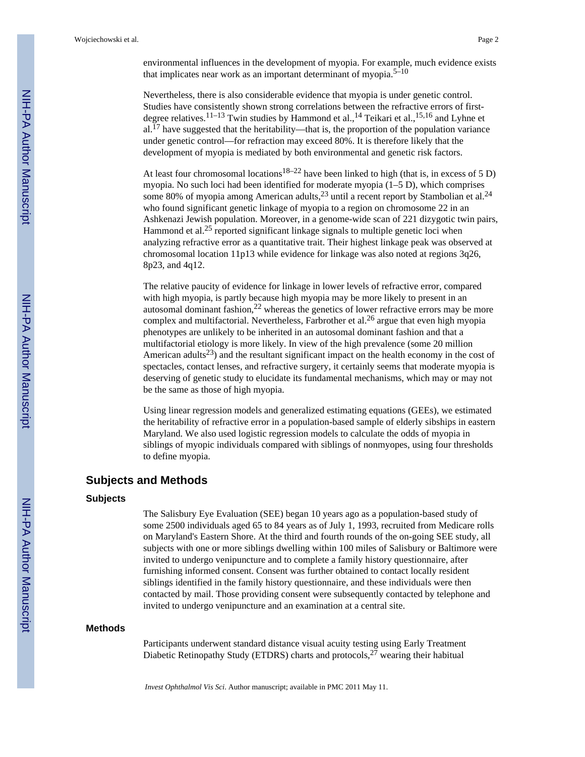environmental influences in the development of myopia. For example, much evidence exists that implicates near work as an important determinant of myopia.[5–10]

Nevertheless, there is also considerable evidence that myopia is under genetic control. Studies have consistently shown strong correlations between the refractive errors of first-degree relatives.[11–13] Twin studies by Hammond et al.,[14] Teikari et al.,[15,16] and Lyhne et al.[17] have suggested that the heritability—that is, the proportion of the population variance under genetic control—for refraction may exceed 80%. It is therefore likely that the development of myopia is mediated by both environmental and genetic risk factors.

At least four chromosomal locations[18–22] have been linked to high (that is, in excess of 5 D) myopia. No such loci had been identified for moderate myopia (1–5 D), which comprises some 80% of myopia among American adults,[23] until a recent report by Stambolian et al.[24] who found significant genetic linkage of myopia to a region on chromosome 22 in an Ashkenazi Jewish population. Moreover, in a genome-wide scan of 221 dizygotic twin pairs, Hammond et al.[25] reported significant linkage signals to multiple genetic loci when analyzing refractive error as a quantitative trait. Their highest linkage peak was observed at chromosomal location 11p13 while evidence for linkage was also noted at regions 3q26, 8p23, and 4q12.

The relative paucity of evidence for linkage in lower levels of refractive error, compared with high myopia, is partly because high myopia may be more likely to present in an autosomal dominant fashion,[22] whereas the genetics of lower refractive errors may be more complex and multifactorial. Nevertheless, Farbrother et al.[26] argue that even high myopia phenotypes are unlikely to be inherited in an autosomal dominant fashion and that a multifactorial etiology is more likely. In view of the high prevalence (some 20 million American adults[23]) and the resultant significant impact on the health economy in the cost of spectacles, contact lenses, and refractive surgery, it certainly seems that moderate myopia is deserving of genetic study to elucidate its fundamental mechanisms, which may or may not be the same as those of high myopia.

Using linear regression models and generalized estimating equations (GEEs), we estimated the heritability of refractive error in a population-based sample of elderly sibships in eastern Maryland. We also used logistic regression models to calculate the odds of myopia in siblings of myopic individuals compared with siblings of nonmyopes, using four thresholds to define myopia.

## Subjects and Methods

### Subjects

The Salisbury Eye Evaluation (SEE) began 10 years ago as a population-based study of some 2500 individuals aged 65 to 84 years as of July 1, 1993, recruited from Medicare rolls on Maryland's Eastern Shore. At the third and fourth rounds of the on-going SEE study, all subjects with one or more siblings dwelling within 100 miles of Salisbury or Baltimore were invited to undergo venipuncture and to complete a family history questionnaire, after furnishing informed consent. Consent was further obtained to contact locally resident siblings identified in the family history questionnaire, and these individuals were then contacted by mail. Those providing consent were subsequently contacted by telephone and invited to undergo venipuncture and an examination at a central site.

### Methods

Participants underwent standard distance visual acuity testing using Early Treatment Diabetic Retinopathy Study (ETDRS) charts and protocols,[27] wearing their habitual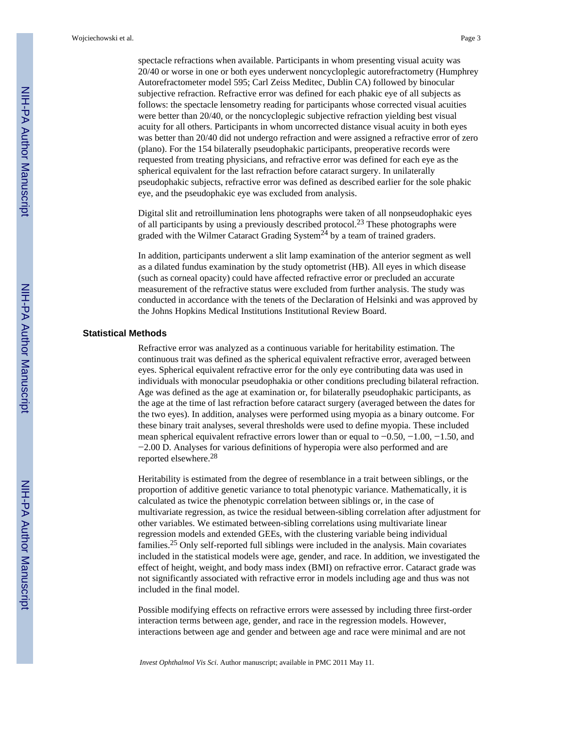spectacle refractions when available. Participants in whom presenting visual acuity was 20/40 or worse in one or both eyes underwent noncycloplegic autorefractometry (Humphrey Autorefractometer model 595; Carl Zeiss Meditec, Dublin CA) followed by binocular subjective refraction. Refractive error was defined for each phakic eye of all subjects as follows: the spectacle lensometry reading for participants whose corrected visual acuities were better than 20/40, or the noncycloplegic subjective refraction yielding best visual acuity for all others. Participants in whom uncorrected distance visual acuity in both eyes was better than 20/40 did not undergo refraction and were assigned a refractive error of zero (plano). For the 154 bilaterally pseudophakic participants, preoperative records were requested from treating physicians, and refractive error was defined for each eye as the spherical equivalent for the last refraction before cataract surgery. In unilaterally pseudophakic subjects, refractive error was defined as described earlier for the sole phakic eye, and the pseudophakic eye was excluded from analysis.

Digital slit and retroillumination lens photographs were taken of all nonpseudophakic eyes of all participants by using a previously described protocol.[23] These photographs were graded with the Wilmer Cataract Grading System[24] by a team of trained graders.

In addition, participants underwent a slit lamp examination of the anterior segment as well as a dilated fundus examination by the study optometrist (HB). All eyes in which disease (such as corneal opacity) could have affected refractive error or precluded an accurate measurement of the refractive status were excluded from further analysis. The study was conducted in accordance with the tenets of the Declaration of Helsinki and was approved by the Johns Hopkins Medical Institutions Institutional Review Board.

### Statistical Methods

Refractive error was analyzed as a continuous variable for heritability estimation. The continuous trait was defined as the spherical equivalent refractive error, averaged between eyes. Spherical equivalent refractive error for the only eye contributing data was used in individuals with monocular pseudophakia or other conditions precluding bilateral refraction. Age was defined as the age at examination or, for bilaterally pseudophakic participants, as the age at the time of last refraction before cataract surgery (averaged between the dates for the two eyes). In addition, analyses were performed using myopia as a binary outcome. For these binary trait analyses, several thresholds were used to define myopia. These included mean spherical equivalent refractive errors lower than or equal to −0.50, −1.00, −1.50, and −2.00 D. Analyses for various definitions of hyperopia were also performed and are reported elsewhere.[28]

Heritability is estimated from the degree of resemblance in a trait between siblings, or the proportion of additive genetic variance to total phenotypic variance. Mathematically, it is calculated as twice the phenotypic correlation between siblings or, in the case of multivariate regression, as twice the residual between-sibling correlation after adjustment for other variables. We estimated between-sibling correlations using multivariate linear regression models and extended GEEs, with the clustering variable being individual families.[25] Only self-reported full siblings were included in the analysis. Main covariates included in the statistical models were age, gender, and race. In addition, we investigated the effect of height, weight, and body mass index (BMI) on refractive error. Cataract grade was not significantly associated with refractive error in models including age and thus was not included in the final model.

Possible modifying effects on refractive errors were assessed by including three first-order interaction terms between age, gender, and race in the regression models. However, interactions between age and gender and between age and race were minimal and are not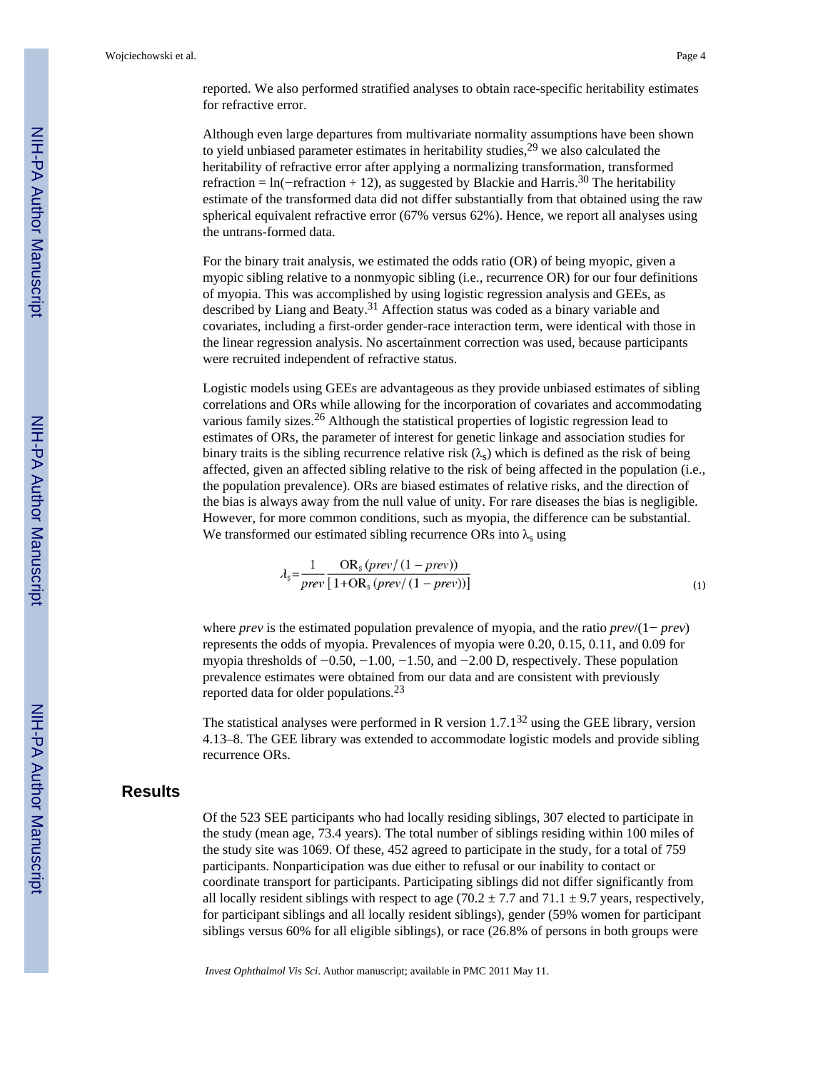reported. We also performed stratified analyses to obtain race-specific heritability estimates for refractive error.

Although even large departures from multivariate normality assumptions have been shown to yield unbiased parameter estimates in heritability studies,[29] we also calculated the heritability of refractive error after applying a normalizing transformation, transformed refraction = ln(−refraction + 12), as suggested by Blackie and Harris.[30] The heritability estimate of the transformed data did not differ substantially from that obtained using the raw spherical equivalent refractive error (67% versus 62%). Hence, we report all analyses using the untrans-formed data.

For the binary trait analysis, we estimated the odds ratio (OR) of being myopic, given a myopic sibling relative to a nonmyopic sibling (i.e., recurrence OR) for our four definitions of myopia. This was accomplished by using logistic regression analysis and GEEs, as described by Liang and Beaty.[31] Affection status was coded as a binary variable and covariates, including a first-order gender-race interaction term, were identical with those in the linear regression analysis. No ascertainment correction was used, because participants were recruited independent of refractive status.

Logistic models using GEEs are advantageous as they provide unbiased estimates of sibling correlations and ORs while allowing for the incorporation of covariates and accommodating various family sizes.[26] Although the statistical properties of logistic regression lead to estimates of ORs, the parameter of interest for genetic linkage and association studies for binary traits is the sibling recurrence relative risk ($\lambda_s$) which is defined as the risk of being affected, given an affected sibling relative to the risk of being affected in the population (i.e., the population prevalence). ORs are biased estimates of relative risks, and the direction of the bias is always away from the null value of unity. For rare diseases the bias is negligible. However, for more common conditions, such as myopia, the difference can be substantial. We transformed our estimated sibling recurrence ORs into $\lambda_s$ using

$$\lambda_s = \frac{1}{prev} \frac{\mathrm{OR}_s\,(prev/(1-prev))}{[1+\mathrm{OR}_s\,(prev/(1-prev))]} \tag{1}$$

where *prev* is the estimated population prevalence of myopia, and the ratio *prev*/(1− *prev*) represents the odds of myopia. Prevalences of myopia were 0.20, 0.15, 0.11, and 0.09 for myopia thresholds of −0.50, −1.00, −1.50, and −2.00 D, respectively. These population prevalence estimates were obtained from our data and are consistent with previously reported data for older populations.[23]

The statistical analyses were performed in R version 1.7.1[32] using the GEE library, version 4.13–8. The GEE library was extended to accommodate logistic models and provide sibling recurrence ORs.

## Results

Of the 523 SEE participants who had locally residing siblings, 307 elected to participate in the study (mean age, 73.4 years). The total number of siblings residing within 100 miles of the study site was 1069. Of these, 452 agreed to participate in the study, for a total of 759 participants. Nonparticipation was due either to refusal or our inability to contact or coordinate transport for participants. Participating siblings did not differ significantly from all locally resident siblings with respect to age (70.2 ± 7.7 and 71.1 ± 9.7 years, respectively, for participant siblings and all locally resident siblings), gender (59% women for participant siblings versus 60% for all eligible siblings), or race (26.8% of persons in both groups were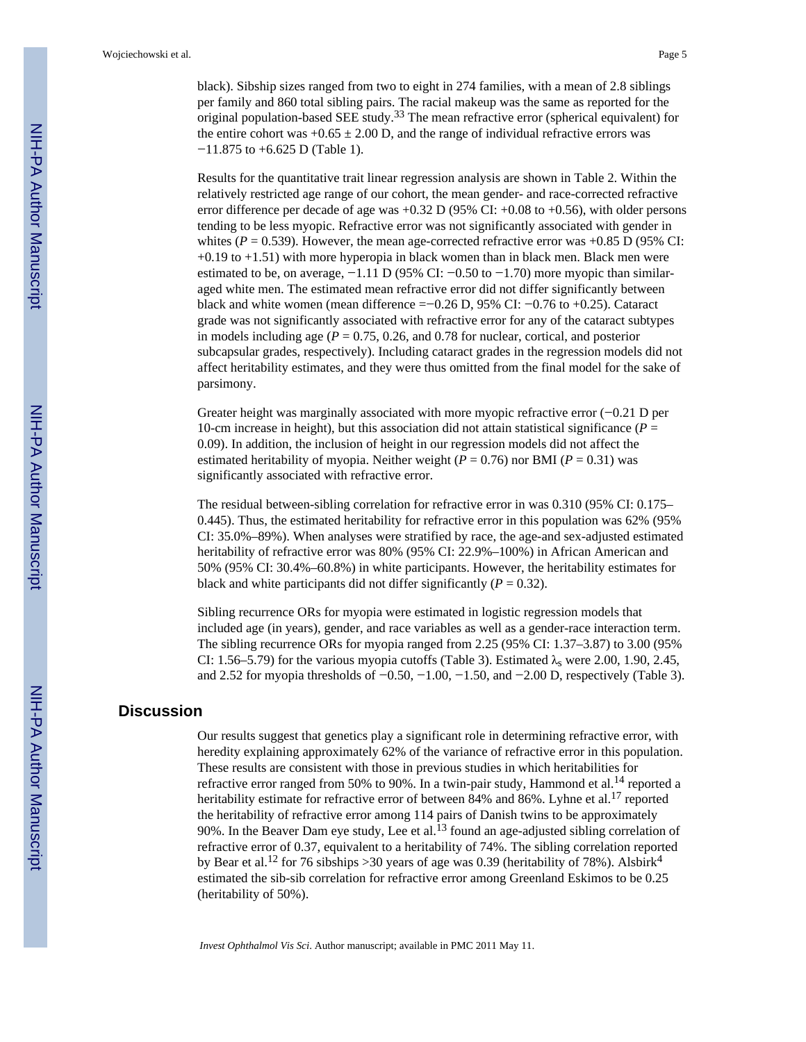black). Sibship sizes ranged from two to eight in 274 families, with a mean of 2.8 siblings per family and 860 total sibling pairs. The racial makeup was the same as reported for the original population-based SEE study.[33] The mean refractive error (spherical equivalent) for the entire cohort was +0.65 ± 2.00 D, and the range of individual refractive errors was −11.875 to +6.625 D (Table 1).

Results for the quantitative trait linear regression analysis are shown in Table 2. Within the relatively restricted age range of our cohort, the mean gender- and race-corrected refractive error difference per decade of age was +0.32 D (95% CI: +0.08 to +0.56), with older persons tending to be less myopic. Refractive error was not significantly associated with gender in whites ($P = 0.539$). However, the mean age-corrected refractive error was +0.85 D (95% CI: +0.19 to +1.51) with more hyperopia in black women than in black men. Black men were estimated to be, on average, −1.11 D (95% CI: −0.50 to −1.70) more myopic than similar-aged white men. The estimated mean refractive error did not differ significantly between black and white women (mean difference =−0.26 D, 95% CI: −0.76 to +0.25). Cataract grade was not significantly associated with refractive error for any of the cataract subtypes in models including age ($P = 0.75$, 0.26, and 0.78 for nuclear, cortical, and posterior subcapsular grades, respectively). Including cataract grades in the regression models did not affect heritability estimates, and they were thus omitted from the final model for the sake of parsimony.

Greater height was marginally associated with more myopic refractive error (−0.21 D per 10-cm increase in height), but this association did not attain statistical significance ($P = 0.09$). In addition, the inclusion of height in our regression models did not affect the estimated heritability of myopia. Neither weight ($P = 0.76$) nor BMI ($P = 0.31$) was significantly associated with refractive error.

The residual between-sibling correlation for refractive error in was 0.310 (95% CI: 0.175–0.445). Thus, the estimated heritability for refractive error in this population was 62% (95% CI: 35.0%–89%). When analyses were stratified by race, the age-and sex-adjusted estimated heritability of refractive error was 80% (95% CI: 22.9%–100%) in African American and 50% (95% CI: 30.4%–60.8%) in white participants. However, the heritability estimates for black and white participants did not differ significantly ($P = 0.32$).

Sibling recurrence ORs for myopia were estimated in logistic regression models that included age (in years), gender, and race variables as well as a gender-race interaction term. The sibling recurrence ORs for myopia ranged from 2.25 (95% CI: 1.37–3.87) to 3.00 (95% CI: 1.56–5.79) for the various myopia cutoffs (Table 3). Estimated $\lambda_s$ were 2.00, 1.90, 2.45, and 2.52 for myopia thresholds of −0.50, −1.00, −1.50, and −2.00 D, respectively (Table 3).

## Discussion

Our results suggest that genetics play a significant role in determining refractive error, with heredity explaining approximately 62% of the variance of refractive error in this population. These results are consistent with those in previous studies in which heritabilities for refractive error ranged from 50% to 90%. In a twin-pair study, Hammond et al.[14] reported a heritability estimate for refractive error of between 84% and 86%. Lyhne et al.[17] reported the heritability of refractive error among 114 pairs of Danish twins to be approximately 90%. In the Beaver Dam eye study, Lee et al.[13] found an age-adjusted sibling correlation of refractive error of 0.37, equivalent to a heritability of 74%. The sibling correlation reported by Bear et al.[12] for 76 sibships >30 years of age was 0.39 (heritability of 78%). Alsbirk[4] estimated the sib-sib correlation for refractive error among Greenland Eskimos to be 0.25 (heritability of 50%).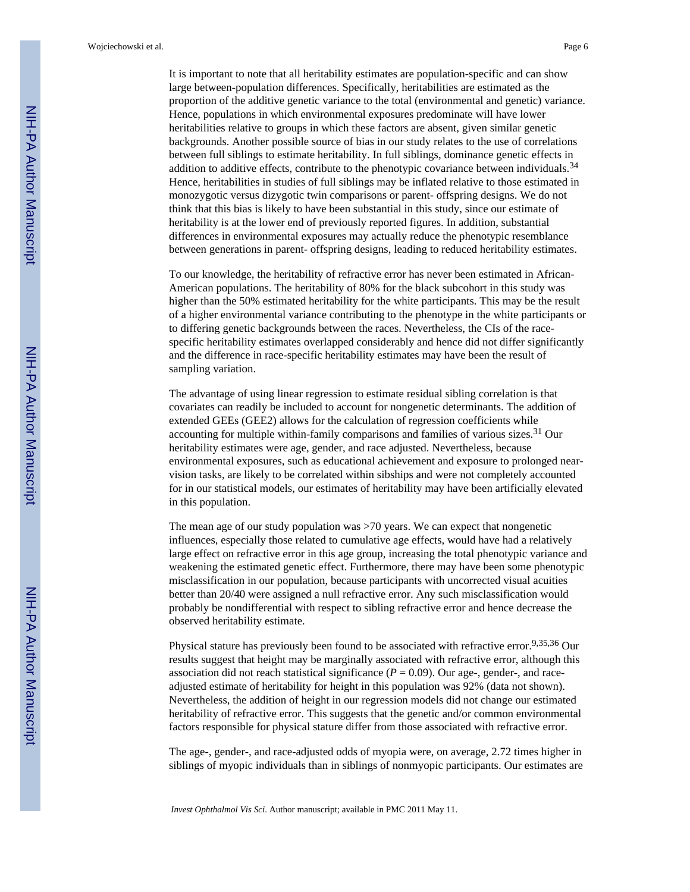It is important to note that all heritability estimates are population-specific and can show large between-population differences. Specifically, heritabilities are estimated as the proportion of the additive genetic variance to the total (environmental and genetic) variance. Hence, populations in which environmental exposures predominate will have lower heritabilities relative to groups in which these factors are absent, given similar genetic backgrounds. Another possible source of bias in our study relates to the use of correlations between full siblings to estimate heritability. In full siblings, dominance genetic effects in addition to additive effects, contribute to the phenotypic covariance between individuals.[34] Hence, heritabilities in studies of full siblings may be inflated relative to those estimated in monozygotic versus dizygotic twin comparisons or parent- offspring designs. We do not think that this bias is likely to have been substantial in this study, since our estimate of heritability is at the lower end of previously reported figures. In addition, substantial differences in environmental exposures may actually reduce the phenotypic resemblance between generations in parent- offspring designs, leading to reduced heritability estimates.

To our knowledge, the heritability of refractive error has never been estimated in African-American populations. The heritability of 80% for the black subcohort in this study was higher than the 50% estimated heritability for the white participants. This may be the result of a higher environmental variance contributing to the phenotype in the white participants or to differing genetic backgrounds between the races. Nevertheless, the CIs of the race-specific heritability estimates overlapped considerably and hence did not differ significantly and the difference in race-specific heritability estimates may have been the result of sampling variation.

The advantage of using linear regression to estimate residual sibling correlation is that covariates can readily be included to account for nongenetic determinants. The addition of extended GEEs (GEE2) allows for the calculation of regression coefficients while accounting for multiple within-family comparisons and families of various sizes.[31] Our heritability estimates were age, gender, and race adjusted. Nevertheless, because environmental exposures, such as educational achievement and exposure to prolonged near-vision tasks, are likely to be correlated within sibships and were not completely accounted for in our statistical models, our estimates of heritability may have been artificially elevated in this population.

The mean age of our study population was >70 years. We can expect that nongenetic influences, especially those related to cumulative age effects, would have had a relatively large effect on refractive error in this age group, increasing the total phenotypic variance and weakening the estimated genetic effect. Furthermore, there may have been some phenotypic misclassification in our population, because participants with uncorrected visual acuities better than 20/40 were assigned a null refractive error. Any such misclassification would probably be nondifferential with respect to sibling refractive error and hence decrease the observed heritability estimate.

Physical stature has previously been found to be associated with refractive error.[9,35,36] Our results suggest that height may be marginally associated with refractive error, although this association did not reach statistical significance ($P = 0.09$). Our age-, gender-, and race-adjusted estimate of heritability for height in this population was 92% (data not shown). Nevertheless, the addition of height in our regression models did not change our estimated heritability of refractive error. This suggests that the genetic and/or common environmental factors responsible for physical stature differ from those associated with refractive error.

The age-, gender-, and race-adjusted odds of myopia were, on average, 2.72 times higher in siblings of myopic individuals than in siblings of nonmyopic participants. Our estimates are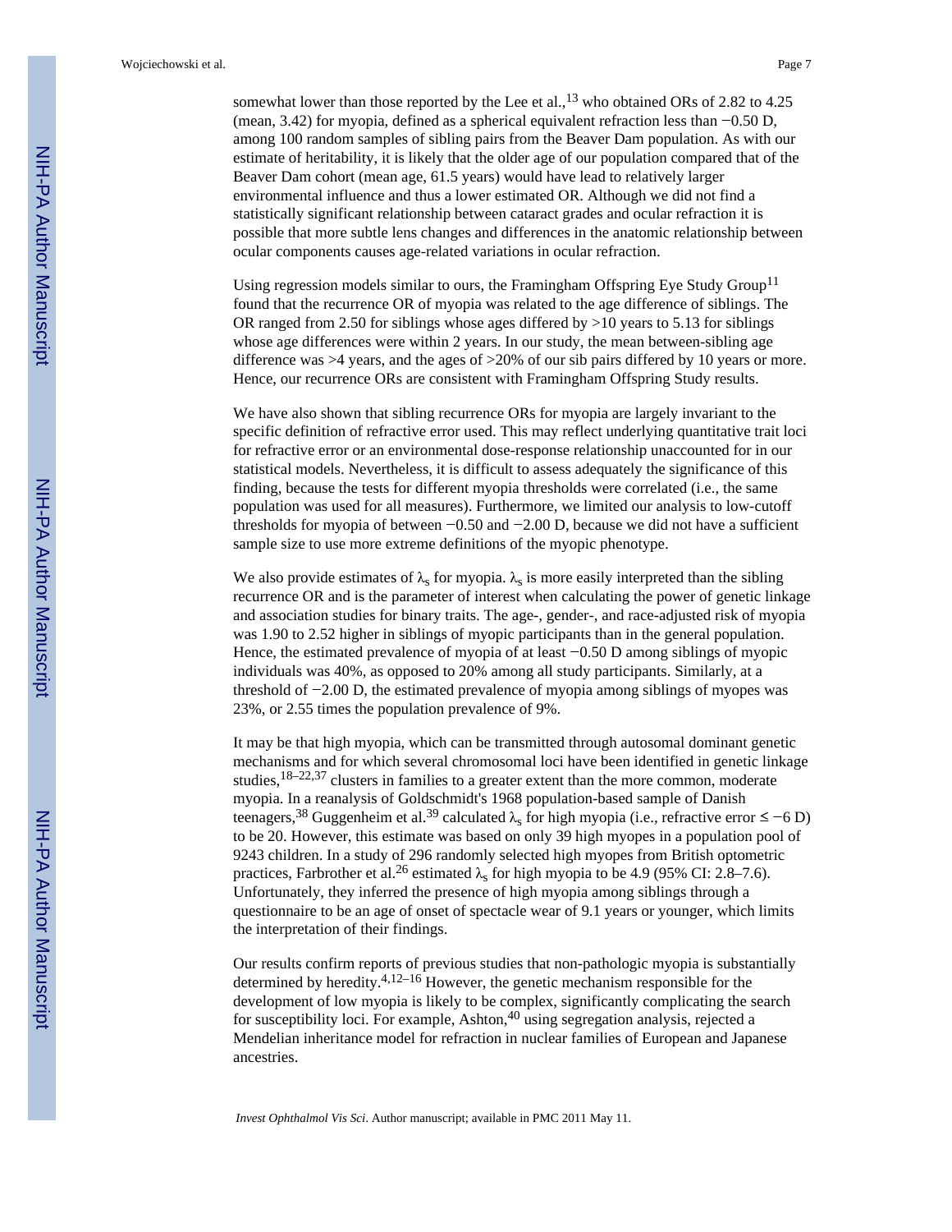somewhat lower than those reported by the Lee et al.,[13] who obtained ORs of 2.82 to 4.25 (mean, 3.42) for myopia, defined as a spherical equivalent refraction less than −0.50 D, among 100 random samples of sibling pairs from the Beaver Dam population. As with our estimate of heritability, it is likely that the older age of our population compared that of the Beaver Dam cohort (mean age, 61.5 years) would have lead to relatively larger environmental influence and thus a lower estimated OR. Although we did not find a statistically significant relationship between cataract grades and ocular refraction it is possible that more subtle lens changes and differences in the anatomic relationship between ocular components causes age-related variations in ocular refraction.

Using regression models similar to ours, the Framingham Offspring Eye Study Group[11] found that the recurrence OR of myopia was related to the age difference of siblings. The OR ranged from 2.50 for siblings whose ages differed by >10 years to 5.13 for siblings whose age differences were within 2 years. In our study, the mean between-sibling age difference was >4 years, and the ages of >20% of our sib pairs differed by 10 years or more. Hence, our recurrence ORs are consistent with Framingham Offspring Study results.

We have also shown that sibling recurrence ORs for myopia are largely invariant to the specific definition of refractive error used. This may reflect underlying quantitative trait loci for refractive error or an environmental dose-response relationship unaccounted for in our statistical models. Nevertheless, it is difficult to assess adequately the significance of this finding, because the tests for different myopia thresholds were correlated (i.e., the same population was used for all measures). Furthermore, we limited our analysis to low-cutoff thresholds for myopia of between −0.50 and −2.00 D, because we did not have a sufficient sample size to use more extreme definitions of the myopic phenotype.

We also provide estimates of $\lambda_s$ for myopia. $\lambda_s$ is more easily interpreted than the sibling recurrence OR and is the parameter of interest when calculating the power of genetic linkage and association studies for binary traits. The age-, gender-, and race-adjusted risk of myopia was 1.90 to 2.52 higher in siblings of myopic participants than in the general population. Hence, the estimated prevalence of myopia of at least −0.50 D among siblings of myopic individuals was 40%, as opposed to 20% among all study participants. Similarly, at a threshold of −2.00 D, the estimated prevalence of myopia among siblings of myopes was 23%, or 2.55 times the population prevalence of 9%.

It may be that high myopia, which can be transmitted through autosomal dominant genetic mechanisms and for which several chromosomal loci have been identified in genetic linkage studies,[18–22,37] clusters in families to a greater extent than the more common, moderate myopia. In a reanalysis of Goldschmidt's 1968 population-based sample of Danish teenagers,[38] Guggenheim et al.[39] calculated $\lambda_s$ for high myopia (i.e., refractive error ≤ −6 D) to be 20. However, this estimate was based on only 39 high myopes in a population pool of 9243 children. In a study of 296 randomly selected high myopes from British optometric practices, Farbrother et al.[26] estimated $\lambda_s$ for high myopia to be 4.9 (95% CI: 2.8–7.6). Unfortunately, they inferred the presence of high myopia among siblings through a questionnaire to be an age of onset of spectacle wear of 9.1 years or younger, which limits the interpretation of their findings.

Our results confirm reports of previous studies that non-pathologic myopia is substantially determined by heredity.[4,12–16] However, the genetic mechanism responsible for the development of low myopia is likely to be complex, significantly complicating the search for susceptibility loci. For example, Ashton,[40] using segregation analysis, rejected a Mendelian inheritance model for refraction in nuclear families of European and Japanese ancestries.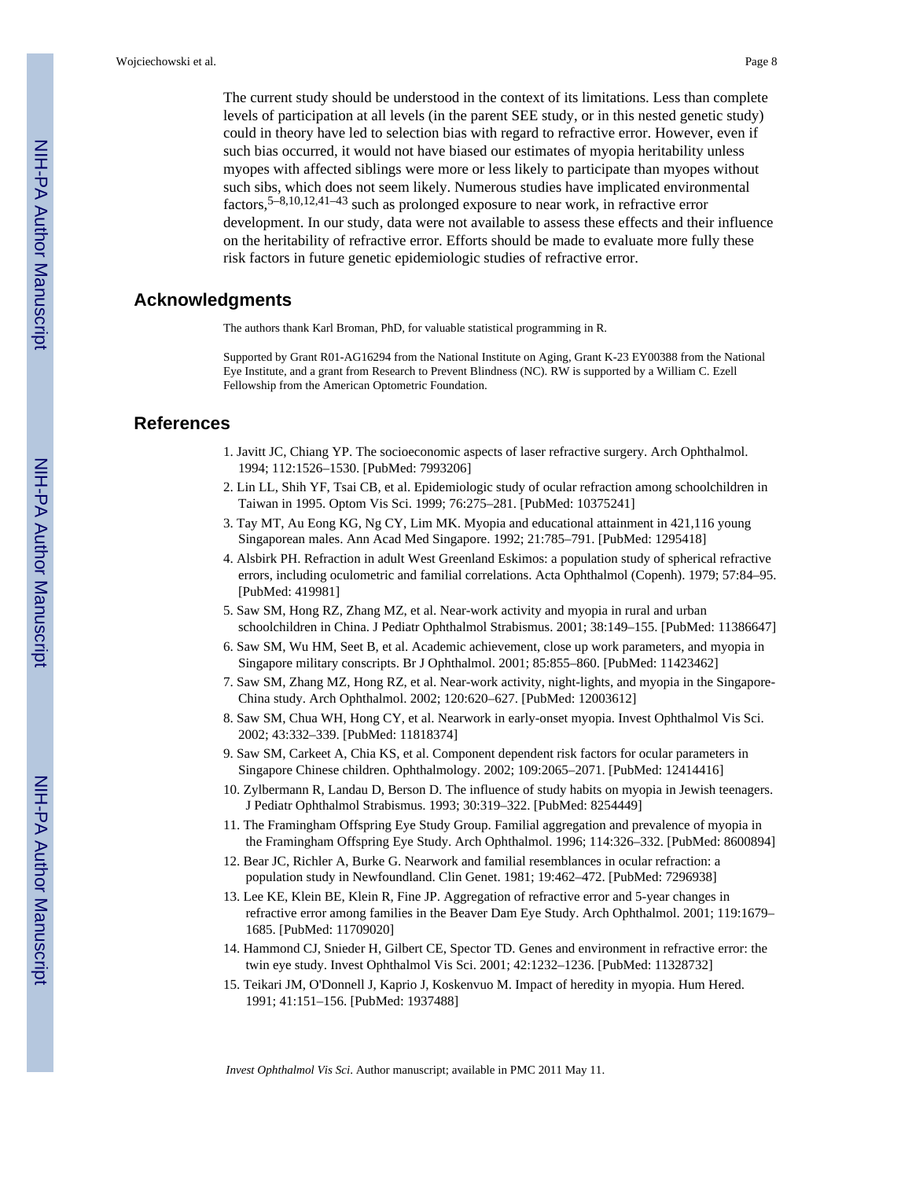The current study should be understood in the context of its limitations. Less than complete levels of participation at all levels (in the parent SEE study, or in this nested genetic study) could in theory have led to selection bias with regard to refractive error. However, even if such bias occurred, it would not have biased our estimates of myopia heritability unless myopes with affected siblings were more or less likely to participate than myopes without such sibs, which does not seem likely. Numerous studies have implicated environmental factors,[5–8,10,12,41–43] such as prolonged exposure to near work, in refractive error development. In our study, data were not available to assess these effects and their influence on the heritability of refractive error. Efforts should be made to evaluate more fully these risk factors in future genetic epidemiologic studies of refractive error.

## Acknowledgments

The authors thank Karl Broman, PhD, for valuable statistical programming in R.

Supported by Grant R01-AG16294 from the National Institute on Aging, Grant K-23 EY00388 from the National Eye Institute, and a grant from Research to Prevent Blindness (NC). RW is supported by a William C. Ezell Fellowship from the American Optometric Foundation.

## References

1. Javitt JC, Chiang YP. The socioeconomic aspects of laser refractive surgery. Arch Ophthalmol. 1994; 112:1526–1530. [PubMed: 7993206]
2. Lin LL, Shih YF, Tsai CB, et al. Epidemiologic study of ocular refraction among schoolchildren in Taiwan in 1995. Optom Vis Sci. 1999; 76:275–281. [PubMed: 10375241]
3. Tay MT, Au Eong KG, Ng CY, Lim MK. Myopia and educational attainment in 421,116 young Singaporean males. Ann Acad Med Singapore. 1992; 21:785–791. [PubMed: 1295418]
4. Alsbirk PH. Refraction in adult West Greenland Eskimos: a population study of spherical refractive errors, including oculometric and familial correlations. Acta Ophthalmol (Copenh). 1979; 57:84–95. [PubMed: 419981]
5. Saw SM, Hong RZ, Zhang MZ, et al. Near-work activity and myopia in rural and urban schoolchildren in China. J Pediatr Ophthalmol Strabismus. 2001; 38:149–155. [PubMed: 11386647]
6. Saw SM, Wu HM, Seet B, et al. Academic achievement, close up work parameters, and myopia in Singapore military conscripts. Br J Ophthalmol. 2001; 85:855–860. [PubMed: 11423462]
7. Saw SM, Zhang MZ, Hong RZ, et al. Near-work activity, night-lights, and myopia in the Singapore-China study. Arch Ophthalmol. 2002; 120:620–627. [PubMed: 12003612]
8. Saw SM, Chua WH, Hong CY, et al. Nearwork in early-onset myopia. Invest Ophthalmol Vis Sci. 2002; 43:332–339. [PubMed: 11818374]
9. Saw SM, Carkeet A, Chia KS, et al. Component dependent risk factors for ocular parameters in Singapore Chinese children. Ophthalmology. 2002; 109:2065–2071. [PubMed: 12414416]
10. Zylbermann R, Landau D, Berson D. The influence of study habits on myopia in Jewish teenagers. J Pediatr Ophthalmol Strabismus. 1993; 30:319–322. [PubMed: 8254449]
11. The Framingham Offspring Eye Study Group. Familial aggregation and prevalence of myopia in the Framingham Offspring Eye Study. Arch Ophthalmol. 1996; 114:326–332. [PubMed: 8600894]
12. Bear JC, Richler A, Burke G. Nearwork and familial resemblances in ocular refraction: a population study in Newfoundland. Clin Genet. 1981; 19:462–472. [PubMed: 7296938]
13. Lee KE, Klein BE, Klein R, Fine JP. Aggregation of refractive error and 5-year changes in refractive error among families in the Beaver Dam Eye Study. Arch Ophthalmol. 2001; 119:1679–1685. [PubMed: 11709020]
14. Hammond CJ, Snieder H, Gilbert CE, Spector TD. Genes and environment in refractive error: the twin eye study. Invest Ophthalmol Vis Sci. 2001; 42:1232–1236. [PubMed: 11328732]
15. Teikari JM, O'Donnell J, Kaprio J, Koskenvuo M. Impact of heredity in myopia. Hum Hered. 1991; 41:151–156. [PubMed: 1937488]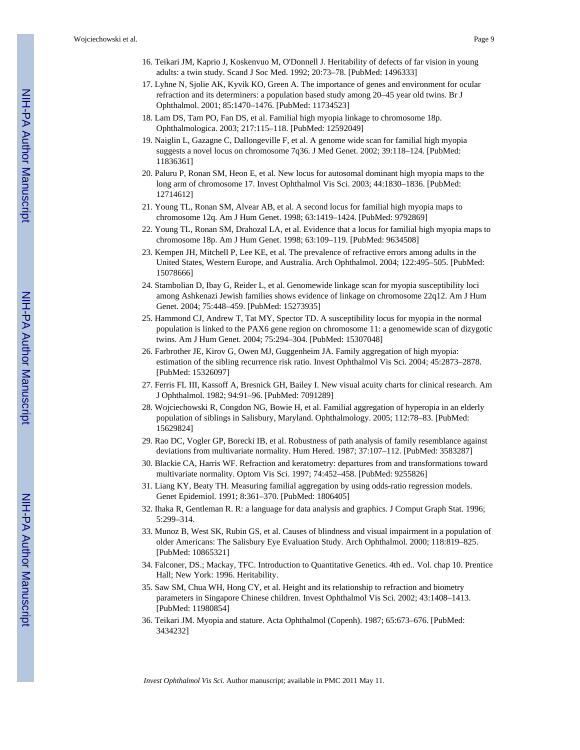16. Teikari JM, Kaprio J, Koskenvuo M, O'Donnell J. Heritability of defects of far vision in young adults: a twin study. Scand J Soc Med. 1992; 20:73–78. [PubMed: 1496333]
17. Lyhne N, Sjolie AK, Kyvik KO, Green A. The importance of genes and environment for ocular refraction and its determiners: a population based study among 20–45 year old twins. Br J Ophthalmol. 2001; 85:1470–1476. [PubMed: 11734523]
18. Lam DS, Tam PO, Fan DS, et al. Familial high myopia linkage to chromosome 18p. Ophthalmologica. 2003; 217:115–118. [PubMed: 12592049]
19. Naiglin L, Gazagne C, Dallongeville F, et al. A genome wide scan for familial high myopia suggests a novel locus on chromosome 7q36. J Med Genet. 2002; 39:118–124. [PubMed: 11836361]
20. Paluru P, Ronan SM, Heon E, et al. New locus for autosomal dominant high myopia maps to the long arm of chromosome 17. Invest Ophthalmol Vis Sci. 2003; 44:1830–1836. [PubMed: 12714612]
21. Young TL, Ronan SM, Alvear AB, et al. A second locus for familial high myopia maps to chromosome 12q. Am J Hum Genet. 1998; 63:1419–1424. [PubMed: 9792869]
22. Young TL, Ronan SM, Drahozal LA, et al. Evidence that a locus for familial high myopia maps to chromosome 18p. Am J Hum Genet. 1998; 63:109–119. [PubMed: 9634508]
23. Kempen JH, Mitchell P, Lee KE, et al. The prevalence of refractive errors among adults in the United States, Western Europe, and Australia. Arch Ophthalmol. 2004; 122:495–505. [PubMed: 15078666]
24. Stambolian D, Ibay G, Reider L, et al. Genomewide linkage scan for myopia susceptibility loci among Ashkenazi Jewish families shows evidence of linkage on chromosome 22q12. Am J Hum Genet. 2004; 75:448–459. [PubMed: 15273935]
25. Hammond CJ, Andrew T, Tat MY, Spector TD. A susceptibility locus for myopia in the normal population is linked to the PAX6 gene region on chromosome 11: a genomewide scan of dizygotic twins. Am J Hum Genet. 2004; 75:294–304. [PubMed: 15307048]
26. Farbrother JE, Kirov G, Owen MJ, Guggenheim JA. Family aggregation of high myopia: estimation of the sibling recurrence risk ratio. Invest Ophthalmol Vis Sci. 2004; 45:2873–2878. [PubMed: 15326097]
27. Ferris FL III, Kassoff A, Bresnick GH, Bailey I. New visual acuity charts for clinical research. Am J Ophthalmol. 1982; 94:91–96. [PubMed: 7091289]
28. Wojciechowski R, Congdon NG, Bowie H, et al. Familial aggregation of hyperopia in an elderly population of siblings in Salisbury, Maryland. Ophthalmology. 2005; 112:78–83. [PubMed: 15629824]
29. Rao DC, Vogler GP, Borecki IB, et al. Robustness of path analysis of family resemblance against deviations from multivariate normality. Hum Hered. 1987; 37:107–112. [PubMed: 3583287]
30. Blackie CA, Harris WF. Refraction and keratometry: departures from and transformations toward multivariate normality. Optom Vis Sci. 1997; 74:452–458. [PubMed: 9255826]
31. Liang KY, Beaty TH. Measuring familial aggregation by using odds-ratio regression models. Genet Epidemiol. 1991; 8:361–370. [PubMed: 1806405]
32. Ihaka R, Gentleman R. R: a language for data analysis and graphics. J Comput Graph Stat. 1996; 5:299–314.
33. Munoz B, West SK, Rubin GS, et al. Causes of blindness and visual impairment in a population of older Americans: The Salisbury Eye Evaluation Study. Arch Ophthalmol. 2000; 118:819–825. [PubMed: 10865321]
34. Falconer, DS.; Mackay, TFC. Introduction to Quantitative Genetics. 4th ed.. Vol. chap 10. Prentice Hall; New York: 1996. Heritability.
35. Saw SM, Chua WH, Hong CY, et al. Height and its relationship to refraction and biometry parameters in Singapore Chinese children. Invest Ophthalmol Vis Sci. 2002; 43:1408–1413. [PubMed: 11980854]
36. Teikari JM. Myopia and stature. Acta Ophthalmol (Copenh). 1987; 65:673–676. [PubMed: 3434232]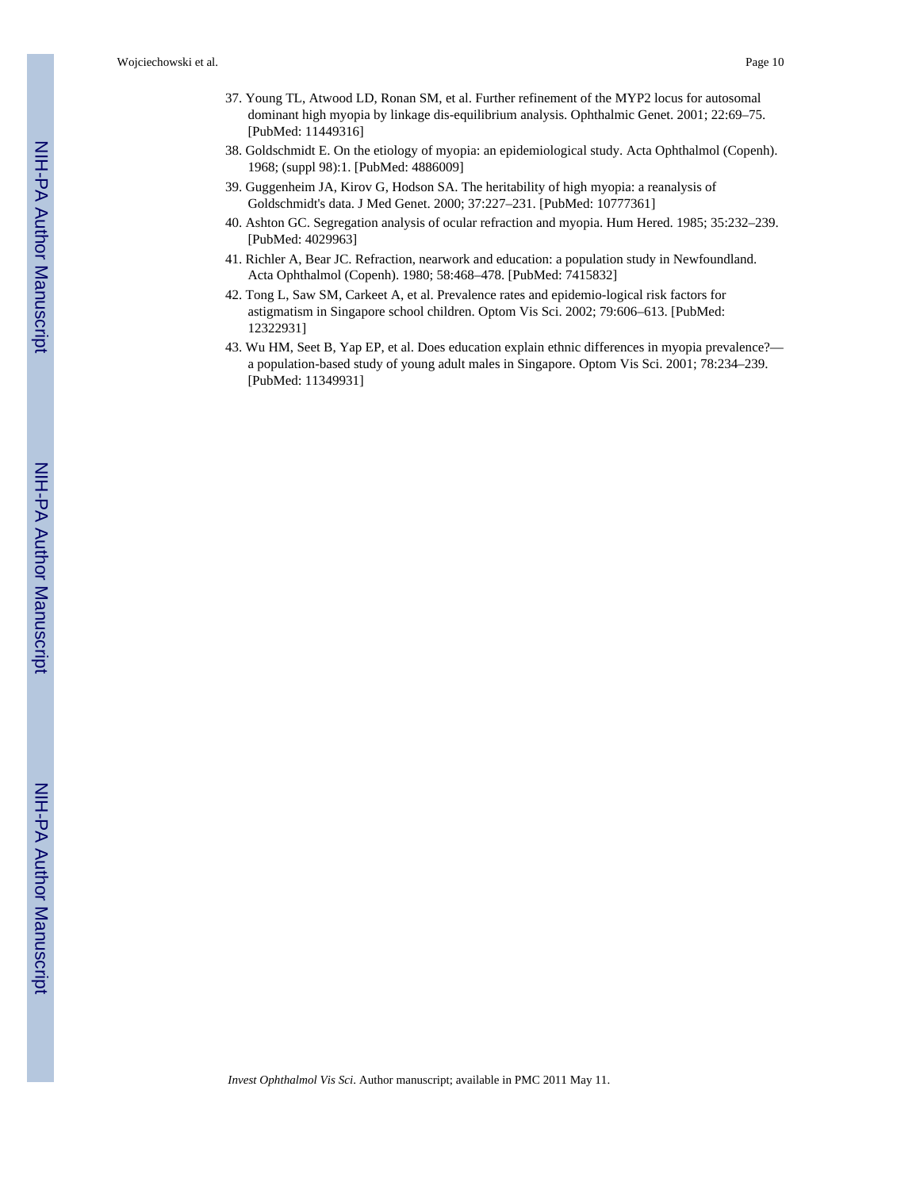37. Young TL, Atwood LD, Ronan SM, et al. Further refinement of the MYP2 locus for autosomal dominant high myopia by linkage dis-equilibrium analysis. Ophthalmic Genet. 2001; 22:69–75. [PubMed: 11449316]
38. Goldschmidt E. On the etiology of myopia: an epidemiological study. Acta Ophthalmol (Copenh). 1968; (suppl 98):1. [PubMed: 4886009]
39. Guggenheim JA, Kirov G, Hodson SA. The heritability of high myopia: a reanalysis of Goldschmidt's data. J Med Genet. 2000; 37:227–231. [PubMed: 10777361]
40. Ashton GC. Segregation analysis of ocular refraction and myopia. Hum Hered. 1985; 35:232–239. [PubMed: 4029963]
41. Richler A, Bear JC. Refraction, nearwork and education: a population study in Newfoundland. Acta Ophthalmol (Copenh). 1980; 58:468–478. [PubMed: 7415832]
42. Tong L, Saw SM, Carkeet A, et al. Prevalence rates and epidemio-logical risk factors for astigmatism in Singapore school children. Optom Vis Sci. 2002; 79:606–613. [PubMed: 12322931]
43. Wu HM, Seet B, Yap EP, et al. Does education explain ethnic differences in myopia prevalence?—a population-based study of young adult males in Singapore. Optom Vis Sci. 2001; 78:234–239. [PubMed: 11349931]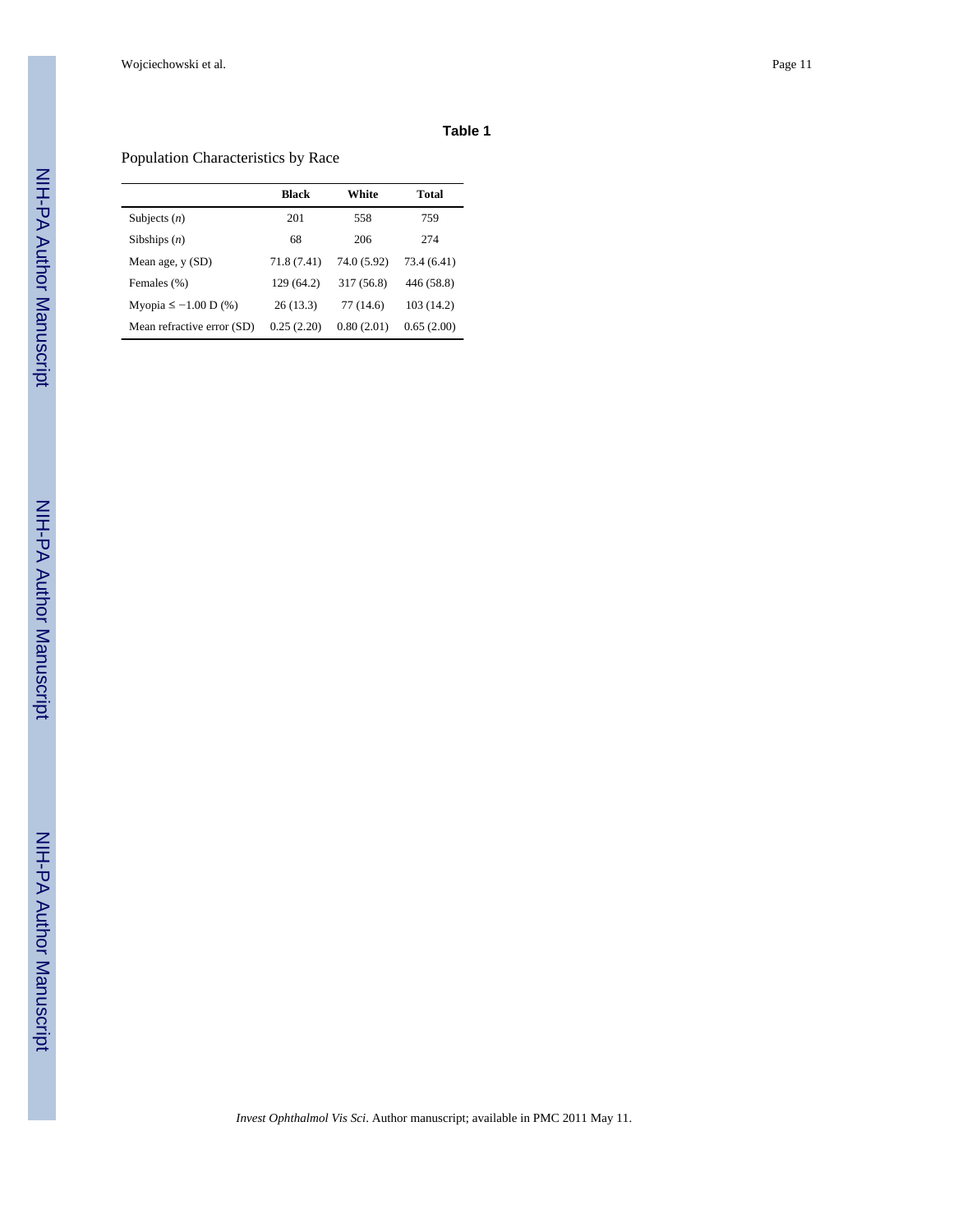## Table 1

Population Characteristics by Race

| | Black | White | Total |
|---|---|---|---|
| Subjects (*n*) | 201 | 558 | 759 |
| Sibships (*n*) | 68 | 206 | 274 |
| Mean age, y (SD) | 71.8 (7.41) | 74.0 (5.92) | 73.4 (6.41) |
| Females (%) | 129 (64.2) | 317 (56.8) | 446 (58.8) |
| Myopia ≤ −1.00 D (%) | 26 (13.3) | 77 (14.6) | 103 (14.2) |
| Mean refractive error (SD) | 0.25 (2.20) | 0.80 (2.01) | 0.65 (2.00) |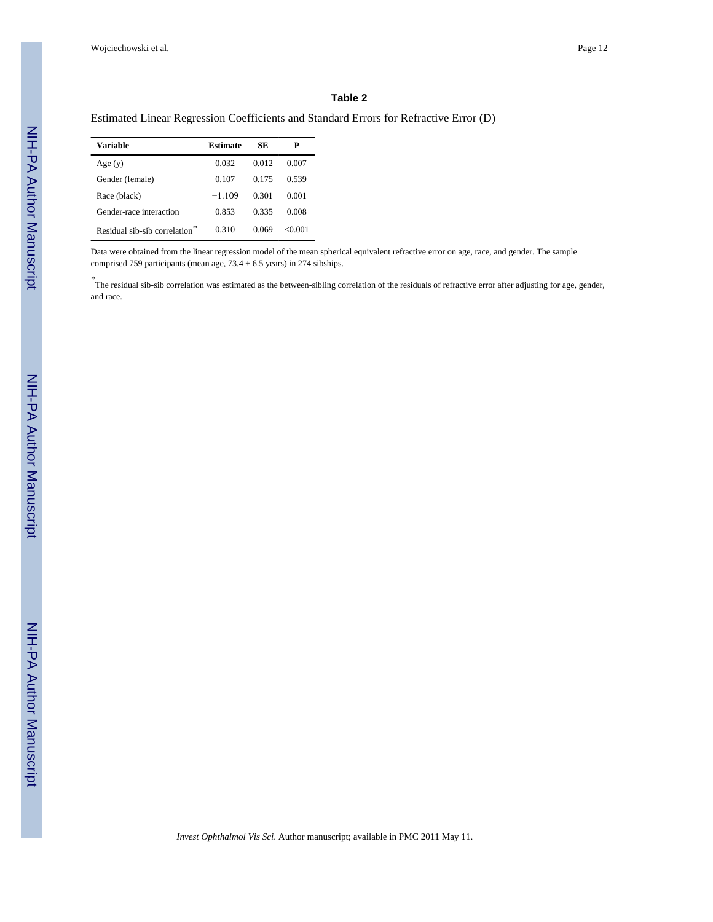## Table 2

Estimated Linear Regression Coefficients and Standard Errors for Refractive Error (D)

| Variable | Estimate | SE | P |
|---|---|---|---|
| Age (y) | 0.032 | 0.012 | 0.007 |
| Gender (female) | 0.107 | 0.175 | 0.539 |
| Race (black) | −1.109 | 0.301 | 0.001 |
| Gender-race interaction | 0.853 | 0.335 | 0.008 |
| Residual sib-sib correlation* | 0.310 | 0.069 | <0.001 |

Data were obtained from the linear regression model of the mean spherical equivalent refractive error on age, race, and gender. The sample comprised 759 participants (mean age, 73.4 ± 6.5 years) in 274 sibships.

*The residual sib-sib correlation was estimated as the between-sibling correlation of the residuals of refractive error after adjusting for age, gender, and race.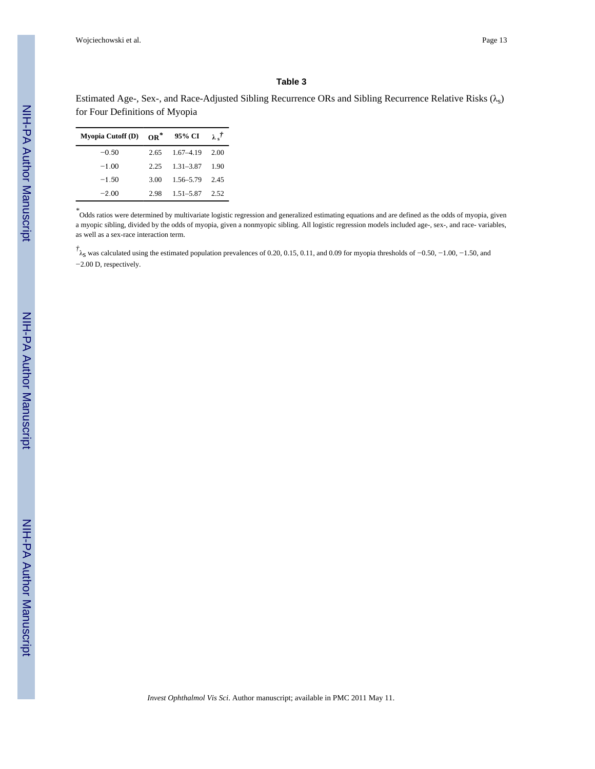### Table 3

Estimated Age-, Sex-, and Race-Adjusted Sibling Recurrence ORs and Sibling Recurrence Relative Risks ($\lambda_s$) for Four Definitions of Myopia

| Myopia Cutoff (D) | OR* | 95% CI | $\lambda_s$† |
|---|---|---|---|
| −0.50 | 2.65 | 1.67–4.19 | 2.00 |
| −1.00 | 2.25 | 1.31–3.87 | 1.90 |
| −1.50 | 3.00 | 1.56–5.79 | 2.45 |
| −2.00 | 2.98 | 1.51–5.87 | 2.52 |

*Odds ratios were determined by multivariate logistic regression and generalized estimating equations and are defined as the odds of myopia, given a myopic sibling, divided by the odds of myopia, given a nonmyopic sibling. All logistic regression models included age-, sex-, and race- variables, as well as a sex-race interaction term.

†$\lambda_s$ was calculated using the estimated population prevalences of 0.20, 0.15, 0.11, and 0.09 for myopia thresholds of −0.50, −1.00, −1.50, and −2.00 D, respectively.